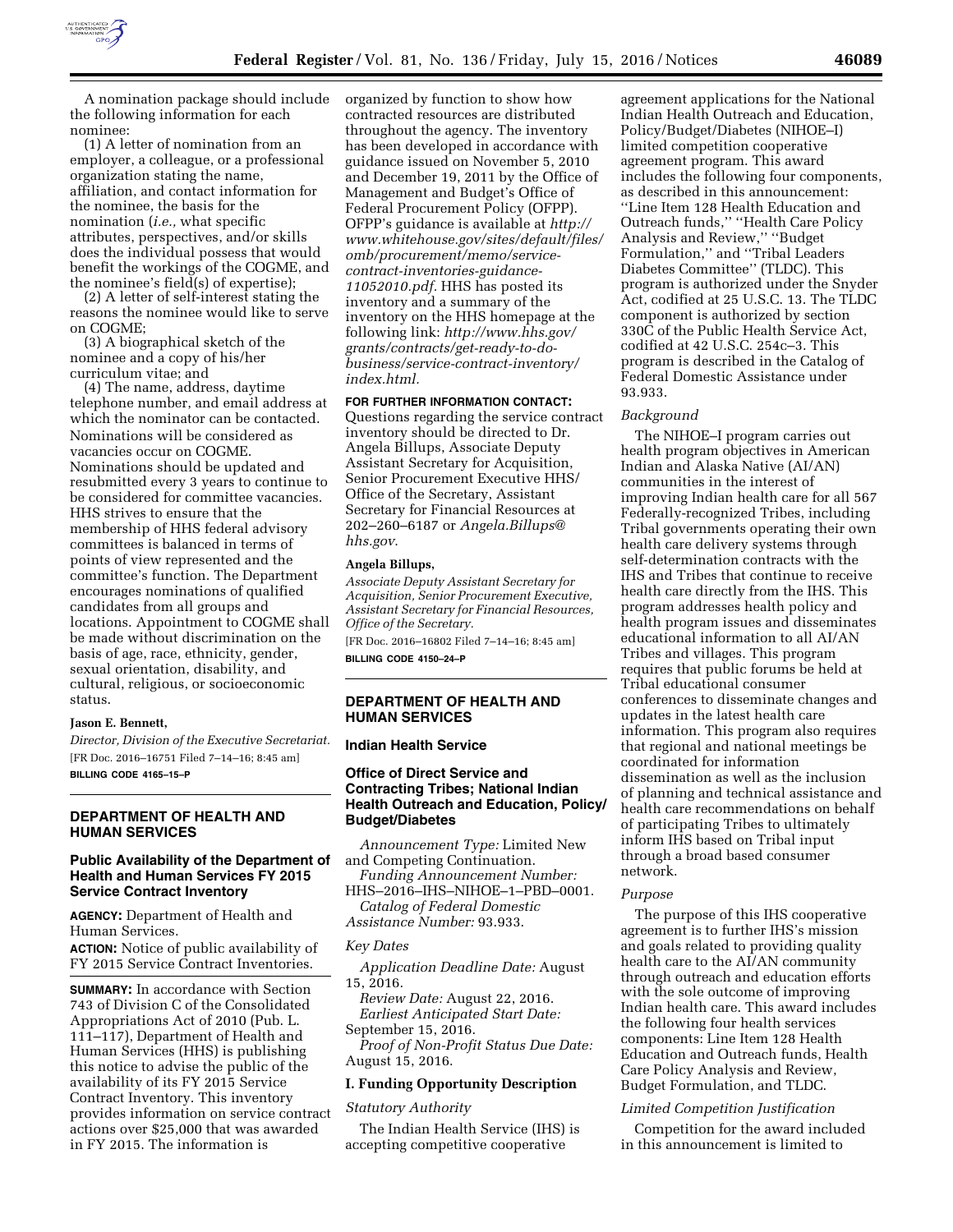A nomination package should include the following information for each nominee:

(1) A letter of nomination from an employer, a colleague, or a professional organization stating the name, affiliation, and contact information for the nominee, the basis for the nomination (*i.e.,* what specific attributes, perspectives, and/or skills does the individual possess that would benefit the workings of the COGME, and the nominee's field(s) of expertise);

(2) A letter of self-interest stating the reasons the nominee would like to serve on COGME;

(3) A biographical sketch of the nominee and a copy of his/her curriculum vitae; and

(4) The name, address, daytime telephone number, and email address at which the nominator can be contacted.

Nominations will be considered as vacancies occur on COGME. Nominations should be updated and resubmitted every 3 years to continue to be considered for committee vacancies. HHS strives to ensure that the membership of HHS federal advisory committees is balanced in terms of points of view represented and the committee's function. The Department encourages nominations of qualified candidates from all groups and locations. Appointment to COGME shall be made without discrimination on the basis of age, race, ethnicity, gender, sexual orientation, disability, and cultural, religious, or socioeconomic status.

**Jason E. Bennett,**

*Director, Division of the Executive Secretariat.*

[FR Doc. 2016–16751 Filed 7–14–16; 8:45 am]

**BILLING CODE 4165–15–P**

## DEPARTMENT OF HEALTH AND HUMAN SERVICES

### Public Availability of the Department of Health and Human Services FY 2015 Service Contract Inventory

**AGENCY:** Department of Health and Human Services.

**ACTION:** Notice of public availability of FY 2015 Service Contract Inventories.

**SUMMARY:** In accordance with Section 743 of Division C of the Consolidated Appropriations Act of 2010 (Pub. L. 111–117), Department of Health and Human Services (HHS) is publishing this notice to advise the public of the availability of its FY 2015 Service Contract Inventory. This inventory provides information on service contract actions over $25,000 that was awarded in FY 2015. The information is organized by function to show how contracted resources are distributed throughout the agency. The inventory has been developed in accordance with guidance issued on November 5, 2010 and December 19, 2011 by the Office of Management and Budget's Office of Federal Procurement Policy (OFPP). OFPP's guidance is available at *http://www.whitehouse.gov/sites/default/files/omb/procurement/memo/service-contract-inventories-guidance-11052010.pdf.* HHS has posted its inventory and a summary of the inventory on the HHS homepage at the following link: *http://www.hhs.gov/grants/contracts/get-ready-to-do-business/service-contract-inventory/index.html.*

**FOR FURTHER INFORMATION CONTACT:** Questions regarding the service contract inventory should be directed to Dr. Angela Billups, Associate Deputy Assistant Secretary for Acquisition, Senior Procurement Executive HHS/Office of the Secretary, Assistant Secretary for Financial Resources at 202–260–6187 or *Angela.Billups@hhs.gov*.

**Angela Billups,**

*Associate Deputy Assistant Secretary for Acquisition, Senior Procurement Executive, Assistant Secretary for Financial Resources, Office of the Secretary.*

[FR Doc. 2016–16802 Filed 7–14–16; 8:45 am]

**BILLING CODE 4150–24–P**

## DEPARTMENT OF HEALTH AND HUMAN SERVICES

### Indian Health Service

### Office of Direct Service and Contracting Tribes; National Indian Health Outreach and Education, Policy/Budget/Diabetes

*Announcement Type:* Limited New and Competing Continuation.

*Funding Announcement Number:* HHS–2016–IHS–NIHOE–1–PBD–0001.

*Catalog of Federal Domestic Assistance Number:* 93.933.

*Key Dates*

*Application Deadline Date:* August 15, 2016.

*Review Date:* August 22, 2016.

*Earliest Anticipated Start Date:* September 15, 2016.

*Proof of Non-Profit Status Due Date:* August 15, 2016.

#### I. Funding Opportunity Description

*Statutory Authority*

The Indian Health Service (IHS) is accepting competitive cooperative agreement applications for the National Indian Health Outreach and Education, Policy/Budget/Diabetes (NIHOE–I) limited competition cooperative agreement program. This award includes the following four components, as described in this announcement: "Line Item 128 Health Education and Outreach funds," "Health Care Policy Analysis and Review," "Budget Formulation," and "Tribal Leaders Diabetes Committee" (TLDC). This program is authorized under the Snyder Act, codified at 25 U.S.C. 13. The TLDC component is authorized by section 330C of the Public Health Service Act, codified at 42 U.S.C. 254c–3. This program is described in the Catalog of Federal Domestic Assistance under 93.933.

*Background*

The NIHOE–I program carries out health program objectives in American Indian and Alaska Native (AI/AN) communities in the interest of improving Indian health care for all 567 Federally-recognized Tribes, including Tribal governments operating their own health care delivery systems through self-determination contracts with the IHS and Tribes that continue to receive health care directly from the IHS. This program addresses health policy and health program issues and disseminates educational information to all AI/AN Tribes and villages. This program requires that public forums be held at Tribal educational consumer conferences to disseminate changes and updates in the latest health care information. This program also requires that regional and national meetings be coordinated for information dissemination as well as the inclusion of planning and technical assistance and health care recommendations on behalf of participating Tribes to ultimately inform IHS based on Tribal input through a broad based consumer network.

*Purpose*

The purpose of this IHS cooperative agreement is to further IHS's mission and goals related to providing quality health care to the AI/AN community through outreach and education efforts with the sole outcome of improving Indian health care. This award includes the following four health services components: Line Item 128 Health Education and Outreach funds, Health Care Policy Analysis and Review, Budget Formulation, and TLDC.

*Limited Competition Justification*

Competition for the award included in this announcement is limited to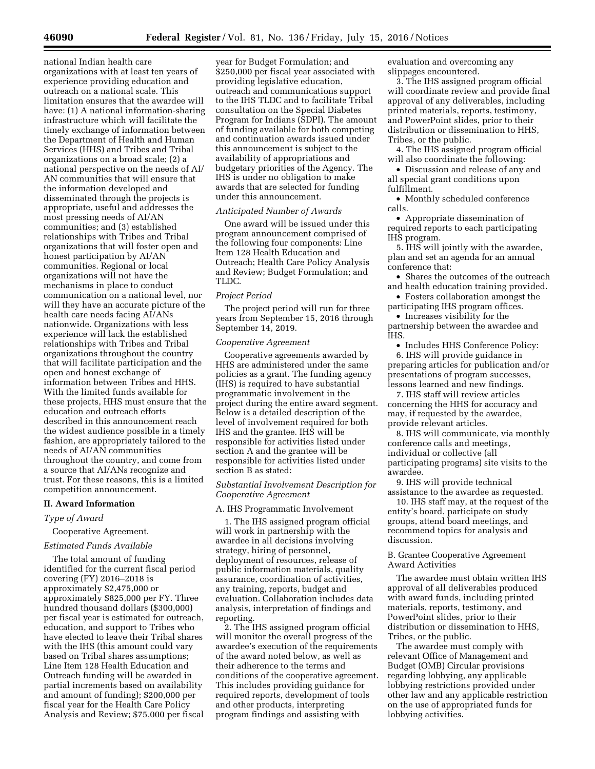national Indian health care organizations with at least ten years of experience providing education and outreach on a national scale. This limitation ensures that the awardee will have: (1) A national information-sharing infrastructure which will facilitate the timely exchange of information between the Department of Health and Human Services (HHS) and Tribes and Tribal organizations on a broad scale; (2) a national perspective on the needs of AI/AN communities that will ensure that the information developed and disseminated through the projects is appropriate, useful and addresses the most pressing needs of AI/AN communities; and (3) established relationships with Tribes and Tribal organizations that will foster open and honest participation by AI/AN communities. Regional or local organizations will not have the mechanisms in place to conduct communication on a national level, nor will they have an accurate picture of the health care needs facing AI/ANs nationwide. Organizations with less experience will lack the established relationships with Tribes and Tribal organizations throughout the country that will facilitate participation and the open and honest exchange of information between Tribes and HHS. With the limited funds available for these projects, HHS must ensure that the education and outreach efforts described in this announcement reach the widest audience possible in a timely fashion, are appropriately tailored to the needs of AI/AN communities throughout the country, and come from a source that AI/ANs recognize and trust. For these reasons, this is a limited competition announcement.

## II. Award Information

### *Type of Award*

Cooperative Agreement.

### *Estimated Funds Available*

The total amount of funding identified for the current fiscal period covering (FY) 2016–2018 is approximately $2,475,000 or approximately $825,000 per FY. Three hundred thousand dollars ($300,000) per fiscal year is estimated for outreach, education, and support to Tribes who have elected to leave their Tribal shares with the IHS (this amount could vary based on Tribal shares assumptions; Line Item 128 Health Education and Outreach funding will be awarded in partial increments based on availability and amount of funding); $200,000 per fiscal year for the Health Care Policy Analysis and Review; $75,000 per fiscal year for Budget Formulation; and $250,000 per fiscal year associated with providing legislative education, outreach and communications support to the IHS TLDC and to facilitate Tribal consultation on the Special Diabetes Program for Indians (SDPI). The amount of funding available for both competing and continuation awards issued under this announcement is subject to the availability of appropriations and budgetary priorities of the Agency. The IHS is under no obligation to make awards that are selected for funding under this announcement.

### *Anticipated Number of Awards*

One award will be issued under this program announcement comprised of the following four components: Line Item 128 Health Education and Outreach; Health Care Policy Analysis and Review; Budget Formulation; and TLDC.

### *Project Period*

The project period will run for three years from September 15, 2016 through September 14, 2019.

### *Cooperative Agreement*

Cooperative agreements awarded by HHS are administered under the same policies as a grant. The funding agency (IHS) is required to have substantial programmatic involvement in the project during the entire award segment. Below is a detailed description of the level of involvement required for both IHS and the grantee. IHS will be responsible for activities listed under section A and the grantee will be responsible for activities listed under section B as stated:

### *Substantial Involvement Description for Cooperative Agreement*

A. IHS Programmatic Involvement

1. The IHS assigned program official will work in partnership with the awardee in all decisions involving strategy, hiring of personnel, deployment of resources, release of public information materials, quality assurance, coordination of activities, any training, reports, budget and evaluation. Collaboration includes data analysis, interpretation of findings and reporting.

2. The IHS assigned program official will monitor the overall progress of the awardee's execution of the requirements of the award noted below, as well as their adherence to the terms and conditions of the cooperative agreement. This includes providing guidance for required reports, development of tools and other products, interpreting program findings and assisting with evaluation and overcoming any slippages encountered.

3. The IHS assigned program official will coordinate review and provide final approval of any deliverables, including printed materials, reports, testimony, and PowerPoint slides, prior to their distribution or dissemination to HHS, Tribes, or the public.

4. The IHS assigned program official will also coordinate the following:

- Discussion and release of any and all special grant conditions upon fulfillment.
- Monthly scheduled conference calls.
- Appropriate dissemination of required reports to each participating IHS program.

5. IHS will jointly with the awardee, plan and set an agenda for an annual conference that:

- Shares the outcomes of the outreach and health education training provided.
- Fosters collaboration amongst the participating IHS program offices.
- Increases visibility for the partnership between the awardee and IHS.
- Includes HHS Conference Policy:

6. IHS will provide guidance in preparing articles for publication and/or presentations of program successes, lessons learned and new findings.

7. IHS staff will review articles concerning the HHS for accuracy and may, if requested by the awardee, provide relevant articles.

8. IHS will communicate, via monthly conference calls and meetings, individual or collective (all participating programs) site visits to the awardee.

9. IHS will provide technical assistance to the awardee as requested.

10. IHS staff may, at the request of the entity's board, participate on study groups, attend board meetings, and recommend topics for analysis and discussion.

B. Grantee Cooperative Agreement Award Activities

The awardee must obtain written IHS approval of all deliverables produced with award funds, including printed materials, reports, testimony, and PowerPoint slides, prior to their distribution or dissemination to HHS, Tribes, or the public.

The awardee must comply with relevant Office of Management and Budget (OMB) Circular provisions regarding lobbying, any applicable lobbying restrictions provided under other law and any applicable restriction on the use of appropriated funds for lobbying activities.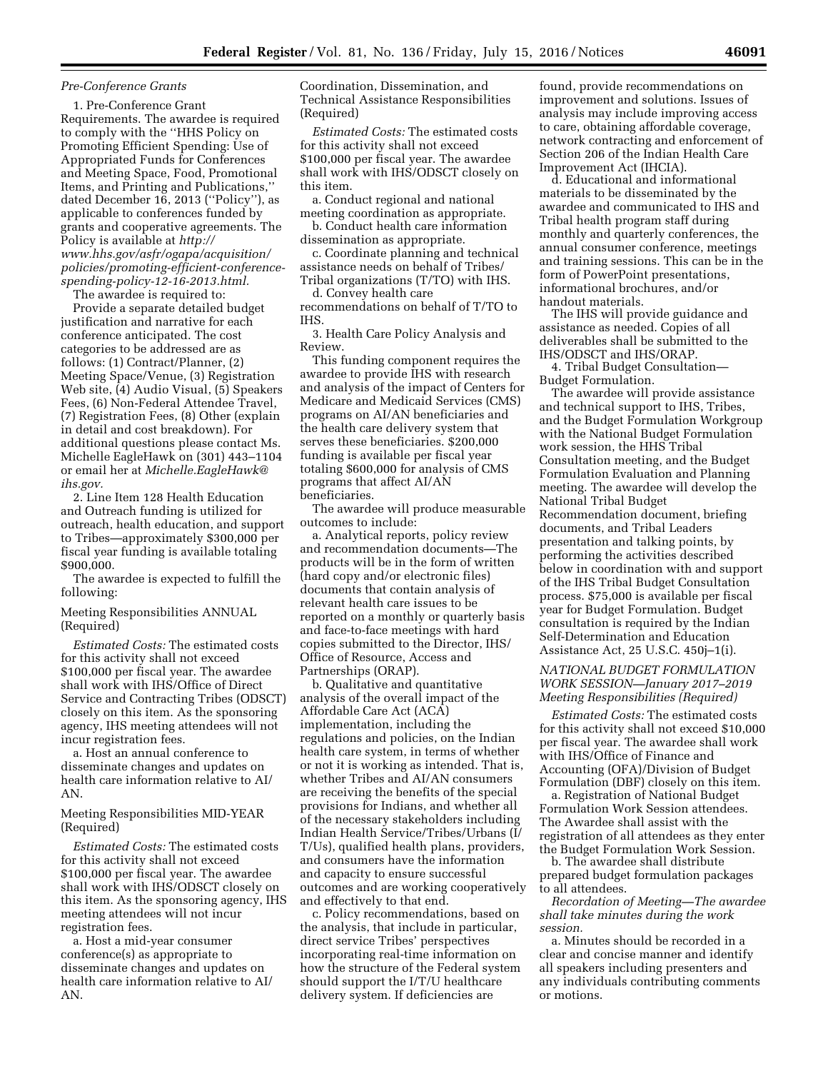*Pre-Conference Grants*

1. Pre-Conference Grant Requirements. The awardee is required to comply with the ''HHS Policy on Promoting Efficient Spending: Use of Appropriated Funds for Conferences and Meeting Space, Food, Promotional Items, and Printing and Publications,'' dated December 16, 2013 (''Policy''), as applicable to conferences funded by grants and cooperative agreements. The Policy is available at *http://www.hhs.gov/asfr/ogapa/acquisition/policies/promoting-efficient-conference-spending-policy-12-16-2013.html*.

The awardee is required to:

Provide a separate detailed budget justification and narrative for each conference anticipated. The cost categories to be addressed are as follows: (1) Contract/Planner, (2) Meeting Space/Venue, (3) Registration Web site, (4) Audio Visual, (5) Speakers Fees, (6) Non-Federal Attendee Travel, (7) Registration Fees, (8) Other (explain in detail and cost breakdown). For additional questions please contact Ms. Michelle EagleHawk on (301) 443–1104 or email her at *Michelle.EagleHawk@ihs.gov.*

2. Line Item 128 Health Education and Outreach funding is utilized for outreach, health education, and support to Tribes—approximately $300,000 per fiscal year funding is available totaling $900,000.

The awardee is expected to fulfill the following:

Meeting Responsibilities ANNUAL (Required)

*Estimated Costs:* The estimated costs for this activity shall not exceed $100,000 per fiscal year. The awardee shall work with IHS/Office of Direct Service and Contracting Tribes (ODSCT) closely on this item. As the sponsoring agency, IHS meeting attendees will not incur registration fees.

a. Host an annual conference to disseminate changes and updates on health care information relative to AI/AN.

Meeting Responsibilities MID-YEAR (Required)

*Estimated Costs:* The estimated costs for this activity shall not exceed $100,000 per fiscal year. The awardee shall work with IHS/ODSCT closely on this item. As the sponsoring agency, IHS meeting attendees will not incur registration fees.

a. Host a mid-year consumer conference(s) as appropriate to disseminate changes and updates on health care information relative to AI/AN.

Coordination, Dissemination, and Technical Assistance Responsibilities (Required)

*Estimated Costs:* The estimated costs for this activity shall not exceed $100,000 per fiscal year. The awardee shall work with IHS/ODSCT closely on this item.

a. Conduct regional and national meeting coordination as appropriate.

b. Conduct health care information dissemination as appropriate.

c. Coordinate planning and technical assistance needs on behalf of Tribes/Tribal organizations (T/TO) with IHS.

d. Convey health care recommendations on behalf of T/TO to IHS.

3. Health Care Policy Analysis and Review.

This funding component requires the awardee to provide IHS with research and analysis of the impact of Centers for Medicare and Medicaid Services (CMS) programs on AI/AN beneficiaries and the health care delivery system that serves these beneficiaries. $200,000 funding is available per fiscal year totaling $600,000 for analysis of CMS programs that affect AI/AN beneficiaries.

The awardee will produce measurable outcomes to include:

a. Analytical reports, policy review and recommendation documents—The products will be in the form of written (hard copy and/or electronic files) documents that contain analysis of relevant health care issues to be reported on a monthly or quarterly basis and face-to-face meetings with hard copies submitted to the Director, IHS/Office of Resource, Access and Partnerships (ORAP).

b. Qualitative and quantitative analysis of the overall impact of the Affordable Care Act (ACA) implementation, including the regulations and policies, on the Indian health care system, in terms of whether or not it is working as intended. That is, whether Tribes and AI/AN consumers are receiving the benefits of the special provisions for Indians, and whether all of the necessary stakeholders including Indian Health Service/Tribes/Urbans (I/T/Us), qualified health plans, providers, and consumers have the information and capacity to ensure successful outcomes and are working cooperatively and effectively to that end.

c. Policy recommendations, based on the analysis, that include in particular, direct service Tribes' perspectives incorporating real-time information on how the structure of the Federal system should support the I/T/U healthcare delivery system. If deficiencies are found, provide recommendations on improvement and solutions. Issues of analysis may include improving access to care, obtaining affordable coverage, network contracting and enforcement of Section 206 of the Indian Health Care Improvement Act (IHCIA).

d. Educational and informational materials to be disseminated by the awardee and communicated to IHS and Tribal health program staff during monthly and quarterly conferences, the annual consumer conference, meetings and training sessions. This can be in the form of PowerPoint presentations, informational brochures, and/or handout materials.

The IHS will provide guidance and assistance as needed. Copies of all deliverables shall be submitted to the IHS/ODSCT and IHS/ORAP.

4. Tribal Budget Consultation—Budget Formulation.

The awardee will provide assistance and technical support to IHS, Tribes, and the Budget Formulation Workgroup with the National Budget Formulation work session, the HHS Tribal Consultation meeting, and the Budget Formulation Evaluation and Planning meeting. The awardee will develop the National Tribal Budget Recommendation document, briefing documents, and Tribal Leaders presentation and talking points, by performing the activities described below in coordination with and support of the IHS Tribal Budget Consultation process. $75,000 is available per fiscal year for Budget Formulation. Budget consultation is required by the Indian Self-Determination and Education Assistance Act, 25 U.S.C. 450j–1(i).

*NATIONAL BUDGET FORMULATION WORK SESSION—January 2017–2019 Meeting Responsibilities (Required)*

*Estimated Costs:* The estimated costs for this activity shall not exceed $10,000 per fiscal year. The awardee shall work with IHS/Office of Finance and Accounting (OFA)/Division of Budget Formulation (DBF) closely on this item.

a. Registration of National Budget Formulation Work Session attendees. The Awardee shall assist with the registration of all attendees as they enter the Budget Formulation Work Session.

b. The awardee shall distribute prepared budget formulation packages to all attendees.

*Recordation of Meeting—The awardee shall take minutes during the work session.*

a. Minutes should be recorded in a clear and concise manner and identify all speakers including presenters and any individuals contributing comments or motions.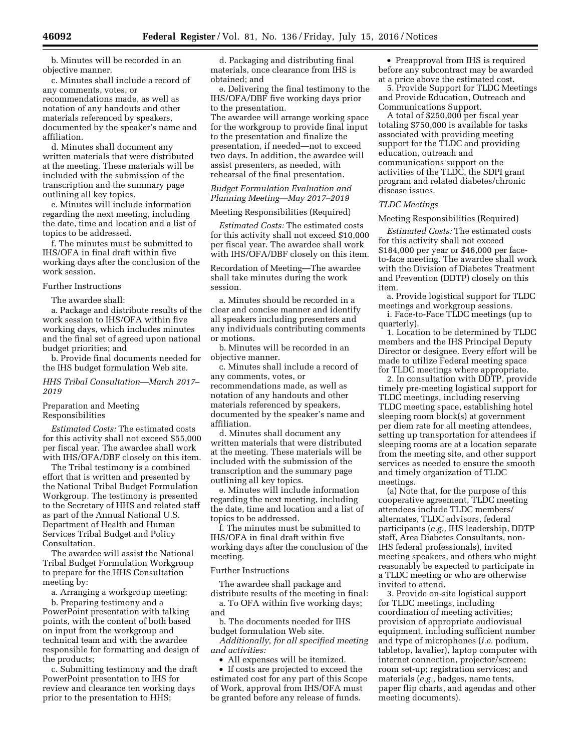b. Minutes will be recorded in an objective manner.

c. Minutes shall include a record of any comments, votes, or recommendations made, as well as notation of any handouts and other materials referenced by speakers, documented by the speaker's name and affiliation.

d. Minutes shall document any written materials that were distributed at the meeting. These materials will be included with the submission of the transcription and the summary page outlining all key topics.

e. Minutes will include information regarding the next meeting, including the date, time and location and a list of topics to be addressed.

f. The minutes must be submitted to IHS/OFA in final draft within five working days after the conclusion of the work session.

Further Instructions

The awardee shall:

a. Package and distribute results of the work session to IHS/OFA within five working days, which includes minutes and the final set of agreed upon national budget priorities; and

b. Provide final documents needed for the IHS budget formulation Web site.

*HHS Tribal Consultation—March 2017–2019*

Preparation and Meeting Responsibilities

*Estimated Costs:* The estimated costs for this activity shall not exceed $55,000 per fiscal year. The awardee shall work with IHS/OFA/DBF closely on this item.

The Tribal testimony is a combined effort that is written and presented by the National Tribal Budget Formulation Workgroup. The testimony is presented to the Secretary of HHS and related staff as part of the Annual National U.S. Department of Health and Human Services Tribal Budget and Policy Consultation.

The awardee will assist the National Tribal Budget Formulation Workgroup to prepare for the HHS Consultation meeting by:

a. Arranging a workgroup meeting;

b. Preparing testimony and a PowerPoint presentation with talking points, with the content of both based on input from the workgroup and technical team and with the awardee responsible for formatting and design of the products;

c. Submitting testimony and the draft PowerPoint presentation to IHS for review and clearance ten working days prior to the presentation to HHS;

d. Packaging and distributing final materials, once clearance from IHS is obtained; and

e. Delivering the final testimony to the IHS/OFA/DBF five working days prior to the presentation.

The awardee will arrange working space for the workgroup to provide final input to the presentation and finalize the presentation, if needed—not to exceed two days. In addition, the awardee will assist presenters, as needed, with rehearsal of the final presentation.

*Budget Formulation Evaluation and Planning Meeting—May 2017–2019*

Meeting Responsibilities (Required)

*Estimated Costs:* The estimated costs for this activity shall not exceed $10,000 per fiscal year. The awardee shall work with IHS/OFA/DBF closely on this item.

Recordation of Meeting—The awardee shall take minutes during the work session.

a. Minutes should be recorded in a clear and concise manner and identify all speakers including presenters and any individuals contributing comments or motions.

b. Minutes will be recorded in an objective manner.

c. Minutes shall include a record of any comments, votes, or recommendations made, as well as notation of any handouts and other materials referenced by speakers, documented by the speaker's name and affiliation.

d. Minutes shall document any written materials that were distributed at the meeting. These materials will be included with the submission of the transcription and the summary page outlining all key topics.

e. Minutes will include information regarding the next meeting, including the date, time and location and a list of topics to be addressed.

f. The minutes must be submitted to IHS/OFA in final draft within five working days after the conclusion of the meeting.

Further Instructions

The awardee shall package and distribute results of the meeting in final:

a. To OFA within five working days; and

b. The documents needed for IHS budget formulation Web site.

*Additionally, for all specified meeting and activities:*

- All expenses will be itemized.
- If costs are projected to exceed the estimated cost for any part of this Scope of Work, approval from IHS/OFA must be granted before any release of funds.
- Preapproval from IHS is required before any subcontract may be awarded at a price above the estimated cost.

5. Provide Support for TLDC Meetings and Provide Education, Outreach and Communications Support.

A total of $250,000 per fiscal year totaling $750,000 is available for tasks associated with providing meeting support for the TLDC and providing education, outreach and communications support on the activities of the TLDC, the SDPI grant program and related diabetes/chronic disease issues.

*TLDC Meetings*

Meeting Responsibilities (Required)

*Estimated Costs:* The estimated costs for this activity shall not exceed $184,000 per year or $46,000 per face-to-face meeting. The awardee shall work with the Division of Diabetes Treatment and Prevention (DDTP) closely on this item.

a. Provide logistical support for TLDC meetings and workgroup sessions.

i. Face-to-Face TLDC meetings (up to quarterly).

1. Location to be determined by TLDC members and the IHS Principal Deputy Director or designee. Every effort will be made to utilize Federal meeting space for TLDC meetings where appropriate.

2. In consultation with DDTP, provide timely pre-meeting logistical support for TLDC meetings, including reserving TLDC meeting space, establishing hotel sleeping room block(s) at government per diem rate for all meeting attendees, setting up transportation for attendees if sleeping rooms are at a location separate from the meeting site, and other support services as needed to ensure the smooth and timely organization of TLDC meetings.

(a) Note that, for the purpose of this cooperative agreement, TLDC meeting attendees include TLDC members/alternates, TLDC advisors, federal participants (*e.g.,* IHS leadership, DDTP staff, Area Diabetes Consultants, non-IHS federal professionals), invited meeting speakers, and others who might reasonably be expected to participate in a TLDC meeting or who are otherwise invited to attend.

3. Provide on-site logistical support for TLDC meetings, including coordination of meeting activities; provision of appropriate audiovisual equipment, including sufficient number and type of microphones (*i.e.* podium, tabletop, lavalier), laptop computer with internet connection, projector/screen; room set-up; registration services; and materials (*e.g.,* badges, name tents, paper flip charts, and agendas and other meeting documents).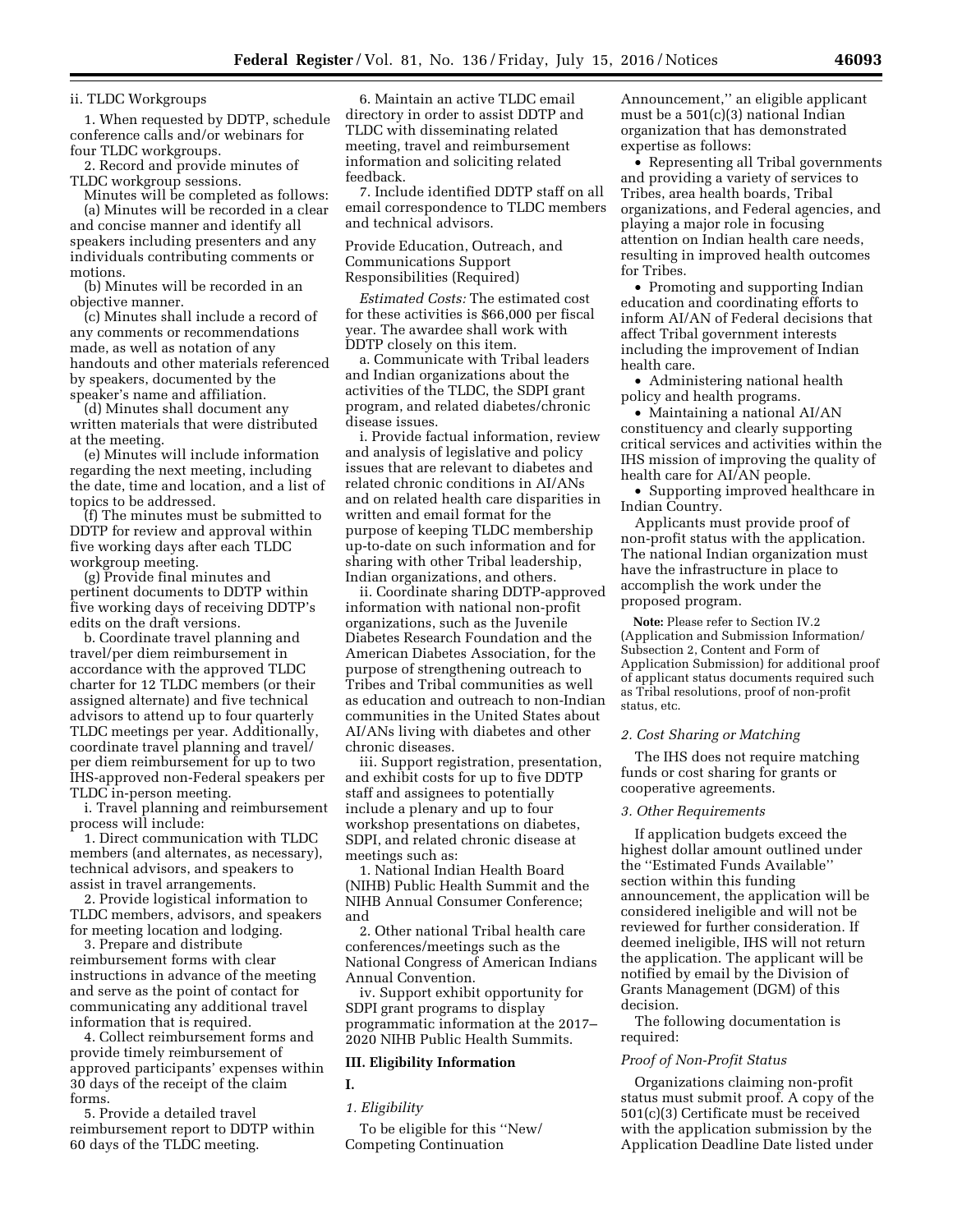ii. TLDC Workgroups

1. When requested by DDTP, schedule conference calls and/or webinars for four TLDC workgroups.

2. Record and provide minutes of TLDC workgroup sessions.

Minutes will be completed as follows:

(a) Minutes will be recorded in a clear and concise manner and identify all speakers including presenters and any individuals contributing comments or motions.

(b) Minutes will be recorded in an objective manner.

(c) Minutes shall include a record of any comments or recommendations made, as well as notation of any handouts and other materials referenced by speakers, documented by the speaker's name and affiliation.

(d) Minutes shall document any written materials that were distributed at the meeting.

(e) Minutes will include information regarding the next meeting, including the date, time and location, and a list of topics to be addressed.

(f) The minutes must be submitted to DDTP for review and approval within five working days after each TLDC workgroup meeting.

(g) Provide final minutes and pertinent documents to DDTP within five working days of receiving DDTP's edits on the draft versions.

b. Coordinate travel planning and travel/per diem reimbursement in accordance with the approved TLDC charter for 12 TLDC members (or their assigned alternate) and five technical advisors to attend up to four quarterly TLDC meetings per year. Additionally, coordinate travel planning and travel/per diem reimbursement for up to two IHS-approved non-Federal speakers per TLDC in-person meeting.

i. Travel planning and reimbursement process will include:

1. Direct communication with TLDC members (and alternates, as necessary), technical advisors, and speakers to assist in travel arrangements.

2. Provide logistical information to TLDC members, advisors, and speakers for meeting location and lodging.

3. Prepare and distribute reimbursement forms with clear instructions in advance of the meeting and serve as the point of contact for communicating any additional travel information that is required.

4. Collect reimbursement forms and provide timely reimbursement of approved participants' expenses within 30 days of the receipt of the claim forms.

5. Provide a detailed travel reimbursement report to DDTP within 60 days of the TLDC meeting.

6. Maintain an active TLDC email directory in order to assist DDTP and TLDC with disseminating related meeting, travel and reimbursement information and soliciting related feedback.

7. Include identified DDTP staff on all email correspondence to TLDC members and technical advisors.

Provide Education, Outreach, and Communications Support Responsibilities (Required)

*Estimated Costs:* The estimated cost for these activities is $66,000 per fiscal year. The awardee shall work with DDTP closely on this item.

a. Communicate with Tribal leaders and Indian organizations about the activities of the TLDC, the SDPI grant program, and related diabetes/chronic disease issues.

i. Provide factual information, review and analysis of legislative and policy issues that are relevant to diabetes and related chronic conditions in AI/ANs and on related health care disparities in written and email format for the purpose of keeping TLDC membership up-to-date on such information and for sharing with other Tribal leadership, Indian organizations, and others.

ii. Coordinate sharing DDTP-approved information with national non-profit organizations, such as the Juvenile Diabetes Research Foundation and the American Diabetes Association, for the purpose of strengthening outreach to Tribes and Tribal communities as well as education and outreach to non-Indian communities in the United States about AI/ANs living with diabetes and other chronic diseases.

iii. Support registration, presentation, and exhibit costs for up to five DDTP staff and assignees to potentially include a plenary and up to four workshop presentations on diabetes, SDPI, and related chronic disease at meetings such as:

1. National Indian Health Board (NIHB) Public Health Summit and the NIHB Annual Consumer Conference; and

2. Other national Tribal health care conferences/meetings such as the National Congress of American Indians Annual Convention.

iv. Support exhibit opportunity for SDPI grant programs to display programmatic information at the 2017–2020 NIHB Public Health Summits.

## III. Eligibility Information

**I.**

### *1. Eligibility*

To be eligible for this ''New/Competing Continuation Announcement,'' an eligible applicant must be a 501(c)(3) national Indian organization that has demonstrated expertise as follows:

- Representing all Tribal governments and providing a variety of services to Tribes, area health boards, Tribal organizations, and Federal agencies, and playing a major role in focusing attention on Indian health care needs, resulting in improved health outcomes for Tribes.
- Promoting and supporting Indian education and coordinating efforts to inform AI/AN of Federal decisions that affect Tribal government interests including the improvement of Indian health care.
- Administering national health policy and health programs.
- Maintaining a national AI/AN constituency and clearly supporting critical services and activities within the IHS mission of improving the quality of health care for AI/AN people.
- Supporting improved healthcare in Indian Country.

Applicants must provide proof of non-profit status with the application. The national Indian organization must have the infrastructure in place to accomplish the work under the proposed program.

**Note:** Please refer to Section IV.2 (Application and Submission Information/Subsection 2, Content and Form of Application Submission) for additional proof of applicant status documents required such as Tribal resolutions, proof of non-profit status, etc.

### *2. Cost Sharing or Matching*

The IHS does not require matching funds or cost sharing for grants or cooperative agreements.

### *3. Other Requirements*

If application budgets exceed the highest dollar amount outlined under the ''Estimated Funds Available'' section within this funding announcement, the application will be considered ineligible and will not be reviewed for further consideration. If deemed ineligible, IHS will not return the application. The applicant will be notified by email by the Division of Grants Management (DGM) of this decision.

The following documentation is required:

*Proof of Non-Profit Status*

Organizations claiming non-profit status must submit proof. A copy of the 501(c)(3) Certificate must be received with the application submission by the Application Deadline Date listed under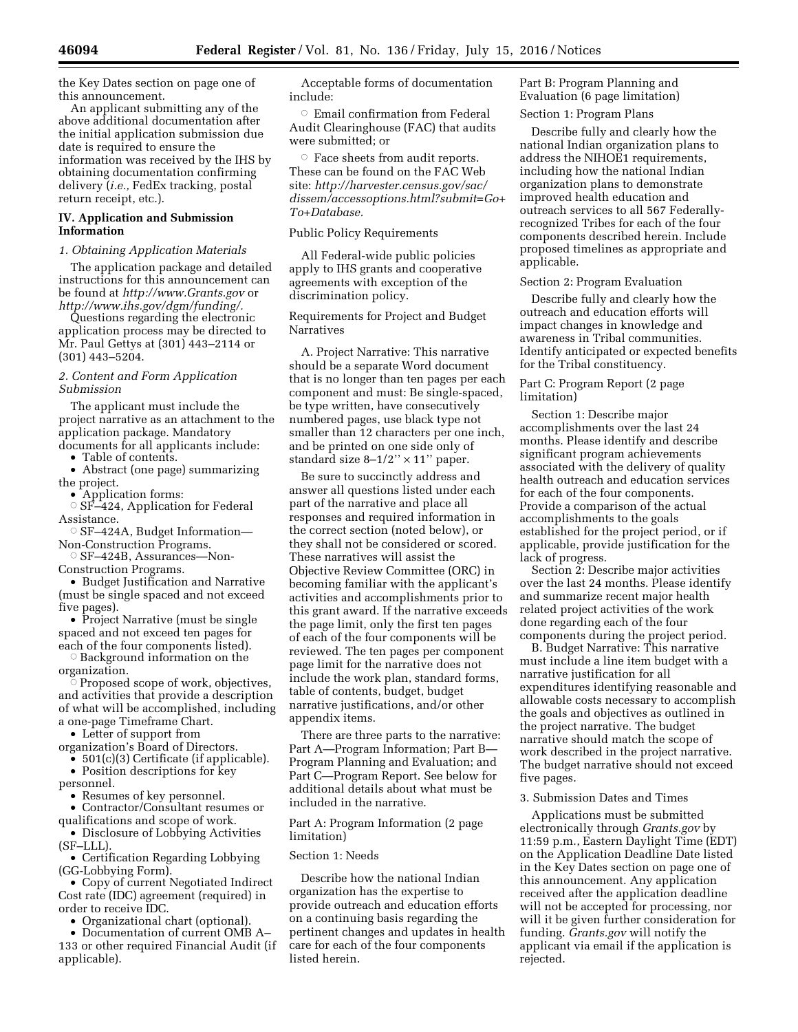the Key Dates section on page one of this announcement.

An applicant submitting any of the above additional documentation after the initial application submission due date is required to ensure the information was received by the IHS by obtaining documentation confirming delivery (*i.e.,* FedEx tracking, postal return receipt, etc.).

## IV. Application and Submission Information

### *1. Obtaining Application Materials*

The application package and detailed instructions for this announcement can be found at *http://www.Grants.gov* or *http://www.ihs.gov/dgm/funding/.*

Questions regarding the electronic application process may be directed to Mr. Paul Gettys at (301) 443–2114 or (301) 443–5204.

### *2. Content and Form Application Submission*

The applicant must include the project narrative as an attachment to the application package. Mandatory documents for all applicants include:

- Table of contents.
- Abstract (one page) summarizing the project.
- Application forms:
  - ○ SF–424, Application for Federal Assistance.
  - ○ SF–424A, Budget Information—Non-Construction Programs.
  - ○ SF–424B, Assurances—Non-Construction Programs.
- Budget Justification and Narrative (must be single spaced and not exceed five pages).
- Project Narrative (must be single spaced and not exceed ten pages for each of the four components listed).
  - ○ Background information on the organization.
  - ○ Proposed scope of work, objectives, and activities that provide a description of what will be accomplished, including a one-page Timeframe Chart.
- Letter of support from organization's Board of Directors.
- 501(c)(3) Certificate (if applicable).
- Position descriptions for key personnel.
- Resumes of key personnel.
- Contractor/Consultant resumes or qualifications and scope of work.
- Disclosure of Lobbying Activities (SF–LLL).
- Certification Regarding Lobbying (GG-Lobbying Form).
- Copy of current Negotiated Indirect Cost rate (IDC) agreement (required) in order to receive IDC.
- Organizational chart (optional).
- Documentation of current OMB A–133 or other required Financial Audit (if applicable).

Acceptable forms of documentation include:

- ○ Email confirmation from Federal Audit Clearinghouse (FAC) that audits were submitted; or
- ○ Face sheets from audit reports. These can be found on the FAC Web site: *http://harvester.census.gov/sac/dissem/accessoptions.html?submit=Go+To+Database.*

Public Policy Requirements

All Federal-wide public policies apply to IHS grants and cooperative agreements with exception of the discrimination policy.

Requirements for Project and Budget Narratives

A. Project Narrative: This narrative should be a separate Word document that is no longer than ten pages per each component and must: Be single-spaced, be type written, have consecutively numbered pages, use black type not smaller than 12 characters per one inch, and be printed on one side only of standard size 8–1/2'' × 11'' paper.

Be sure to succinctly address and answer all questions listed under each part of the narrative and place all responses and required information in the correct section (noted below), or they shall not be considered or scored. These narratives will assist the Objective Review Committee (ORC) in becoming familiar with the applicant's activities and accomplishments prior to this grant award. If the narrative exceeds the page limit, only the first ten pages of each of the four components will be reviewed. The ten pages per component page limit for the narrative does not include the work plan, standard forms, table of contents, budget, budget narrative justifications, and/or other appendix items.

There are three parts to the narrative: Part A—Program Information; Part B—Program Planning and Evaluation; and Part C—Program Report. See below for additional details about what must be included in the narrative.

Part A: Program Information (2 page limitation)

Section 1: Needs

Describe how the national Indian organization has the expertise to provide outreach and education efforts on a continuing basis regarding the pertinent changes and updates in health care for each of the four components listed herein.

Part B: Program Planning and Evaluation (6 page limitation)

Section 1: Program Plans

Describe fully and clearly how the national Indian organization plans to address the NIHOE1 requirements, including how the national Indian organization plans to demonstrate improved health education and outreach services to all 567 Federally-recognized Tribes for each of the four components described herein. Include proposed timelines as appropriate and applicable.

Section 2: Program Evaluation

Describe fully and clearly how the outreach and education efforts will impact changes in knowledge and awareness in Tribal communities. Identify anticipated or expected benefits for the Tribal constituency.

Part C: Program Report (2 page limitation)

Section 1: Describe major accomplishments over the last 24 months. Please identify and describe significant program achievements associated with the delivery of quality health outreach and education services for each of the four components. Provide a comparison of the actual accomplishments to the goals established for the project period, or if applicable, provide justification for the lack of progress.

Section 2: Describe major activities over the last 24 months. Please identify and summarize recent major health related project activities of the work done regarding each of the four components during the project period.

B. Budget Narrative: This narrative must include a line item budget with a narrative justification for all expenditures identifying reasonable and allowable costs necessary to accomplish the goals and objectives as outlined in the project narrative. The budget narrative should match the scope of work described in the project narrative. The budget narrative should not exceed five pages.

3. Submission Dates and Times

Applications must be submitted electronically through *Grants.gov* by 11:59 p.m., Eastern Daylight Time (EDT) on the Application Deadline Date listed in the Key Dates section on page one of this announcement. Any application received after the application deadline will not be accepted for processing, nor will it be given further consideration for funding. *Grants.gov* will notify the applicant via email if the application is rejected.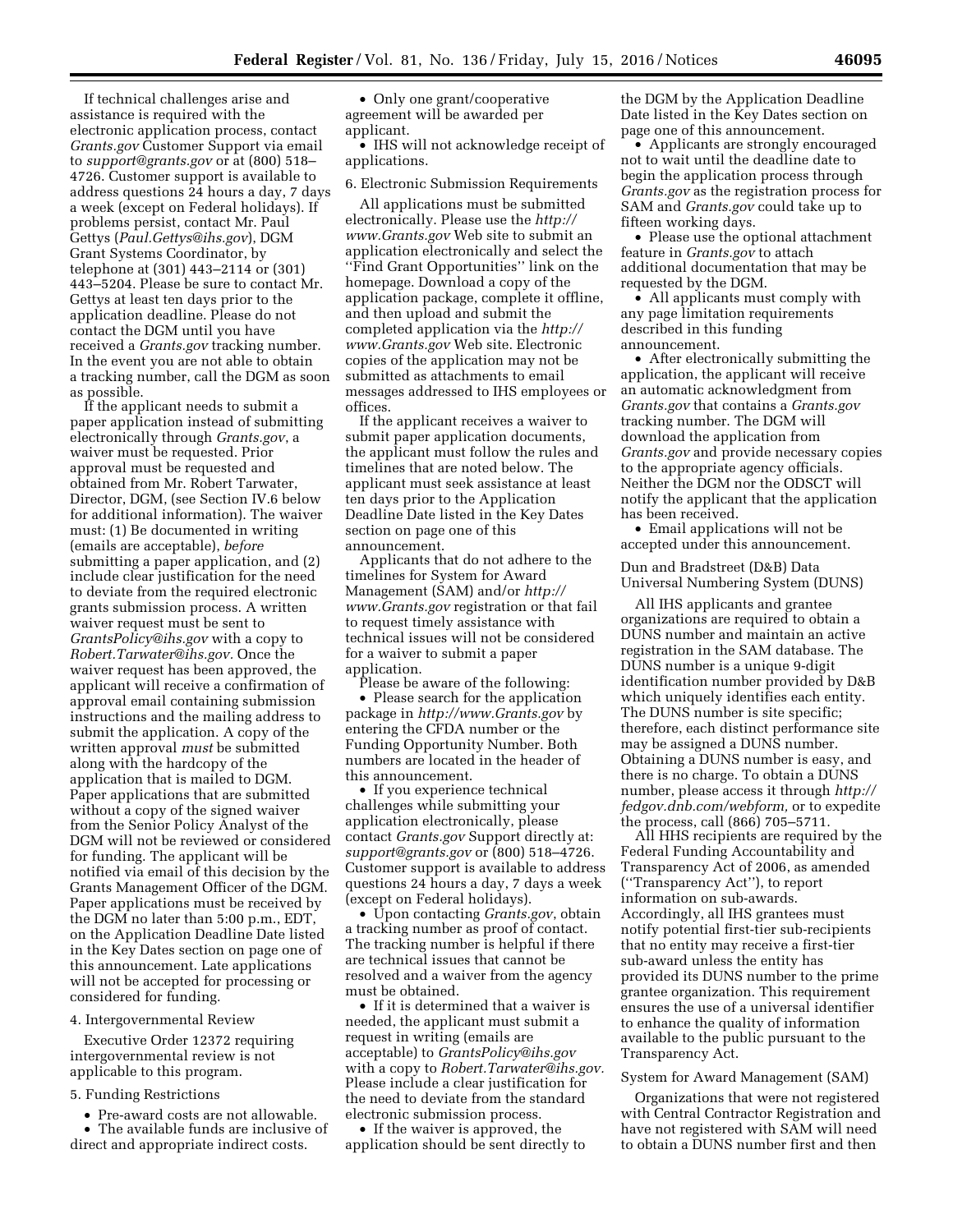If technical challenges arise and assistance is required with the electronic application process, contact *Grants.gov* Customer Support via email to *support@grants.gov* or at (800) 518–4726. Customer support is available to address questions 24 hours a day, 7 days a week (except on Federal holidays). If problems persist, contact Mr. Paul Gettys (*Paul.Gettys@ihs.gov*), DGM Grant Systems Coordinator, by telephone at (301) 443–2114 or (301) 443–5204. Please be sure to contact Mr. Gettys at least ten days prior to the application deadline. Please do not contact the DGM until you have received a *Grants.gov* tracking number. In the event you are not able to obtain a tracking number, call the DGM as soon as possible.

If the applicant needs to submit a paper application instead of submitting electronically through *Grants.gov*, a waiver must be requested. Prior approval must be requested and obtained from Mr. Robert Tarwater, Director, DGM, (see Section IV.6 below for additional information). The waiver must: (1) Be documented in writing (emails are acceptable), *before* submitting a paper application, and (2) include clear justification for the need to deviate from the required electronic grants submission process. A written waiver request must be sent to *GrantsPolicy@ihs.gov* with a copy to *Robert.Tarwater@ihs.gov*. Once the waiver request has been approved, the applicant will receive a confirmation of approval email containing submission instructions and the mailing address to submit the application. A copy of the written approval *must* be submitted along with the hardcopy of the application that is mailed to DGM. Paper applications that are submitted without a copy of the signed waiver from the Senior Policy Analyst of the DGM will not be reviewed or considered for funding. The applicant will be notified via email of this decision by the Grants Management Officer of the DGM. Paper applications must be received by the DGM no later than 5:00 p.m., EDT, on the Application Deadline Date listed in the Key Dates section on page one of this announcement. Late applications will not be accepted for processing or considered for funding.

4. Intergovernmental Review

Executive Order 12372 requiring intergovernmental review is not applicable to this program.

5. Funding Restrictions

- Pre-award costs are not allowable.
- The available funds are inclusive of direct and appropriate indirect costs.
- Only one grant/cooperative agreement will be awarded per applicant.
- IHS will not acknowledge receipt of applications.

6. Electronic Submission Requirements

All applications must be submitted electronically. Please use the *http://www.Grants.gov* Web site to submit an application electronically and select the ''Find Grant Opportunities'' link on the homepage. Download a copy of the application package, complete it offline, and then upload and submit the completed application via the *http://www.Grants.gov* Web site. Electronic copies of the application may not be submitted as attachments to email messages addressed to IHS employees or offices.

If the applicant receives a waiver to submit paper application documents, the applicant must follow the rules and timelines that are noted below. The applicant must seek assistance at least ten days prior to the Application Deadline Date listed in the Key Dates section on page one of this announcement.

Applicants that do not adhere to the timelines for System for Award Management (SAM) and/or *http://www.Grants.gov* registration or that fail to request timely assistance with technical issues will not be considered for a waiver to submit a paper application.

Please be aware of the following:

- Please search for the application package in *http://www.Grants.gov* by entering the CFDA number or the Funding Opportunity Number. Both numbers are located in the header of this announcement.
- If you experience technical challenges while submitting your application electronically, please contact *Grants.gov* Support directly at: *support@grants.gov* or (800) 518–4726. Customer support is available to address questions 24 hours a day, 7 days a week (except on Federal holidays).
- Upon contacting *Grants.gov*, obtain a tracking number as proof of contact. The tracking number is helpful if there are technical issues that cannot be resolved and a waiver from the agency must be obtained.
- If it is determined that a waiver is needed, the applicant must submit a request in writing (emails are acceptable) to *GrantsPolicy@ihs.gov* with a copy to *Robert.Tarwater@ihs.gov*. Please include a clear justification for the need to deviate from the standard electronic submission process.
- If the waiver is approved, the application should be sent directly to the DGM by the Application Deadline Date listed in the Key Dates section on page one of this announcement.
- Applicants are strongly encouraged not to wait until the deadline date to begin the application process through *Grants.gov* as the registration process for SAM and *Grants.gov* could take up to fifteen working days.
- Please use the optional attachment feature in *Grants.gov* to attach additional documentation that may be requested by the DGM.
- All applicants must comply with any page limitation requirements described in this funding announcement.
- After electronically submitting the application, the applicant will receive an automatic acknowledgment from *Grants.gov* that contains a *Grants.gov* tracking number. The DGM will download the application from *Grants.gov* and provide necessary copies to the appropriate agency officials. Neither the DGM nor the ODSCT will notify the applicant that the application has been received.
- Email applications will not be accepted under this announcement.

Dun and Bradstreet (D&B) Data Universal Numbering System (DUNS)

All IHS applicants and grantee organizations are required to obtain a DUNS number and maintain an active registration in the SAM database. The DUNS number is a unique 9-digit identification number provided by D&B which uniquely identifies each entity. The DUNS number is site specific; therefore, each distinct performance site may be assigned a DUNS number. Obtaining a DUNS number is easy, and there is no charge. To obtain a DUNS number, please access it through *http://fedgov.dnb.com/webform,* or to expedite the process, call (866) 705–5711.

All HHS recipients are required by the Federal Funding Accountability and Transparency Act of 2006, as amended (''Transparency Act''), to report information on sub-awards. Accordingly, all IHS grantees must notify potential first-tier sub-recipients that no entity may receive a first-tier sub-award unless the entity has provided its DUNS number to the prime grantee organization. This requirement ensures the use of a universal identifier to enhance the quality of information available to the public pursuant to the Transparency Act.

System for Award Management (SAM)

Organizations that were not registered with Central Contractor Registration and have not registered with SAM will need to obtain a DUNS number first and then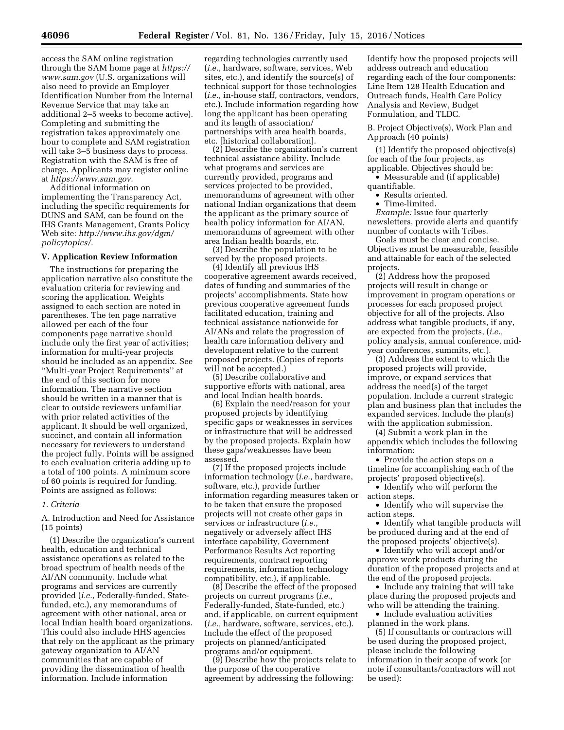access the SAM online registration through the SAM home page at *https://www.sam.gov* (U.S. organizations will also need to provide an Employer Identification Number from the Internal Revenue Service that may take an additional 2–5 weeks to become active). Completing and submitting the registration takes approximately one hour to complete and SAM registration will take 3–5 business days to process. Registration with the SAM is free of charge. Applicants may register online at *https://www.sam.gov.*

Additional information on implementing the Transparency Act, including the specific requirements for DUNS and SAM, can be found on the IHS Grants Management, Grants Policy Web site: *http://www.ihs.gov/dgm/policytopics/.*

### V. Application Review Information

The instructions for preparing the application narrative also constitute the evaluation criteria for reviewing and scoring the application. Weights assigned to each section are noted in parentheses. The ten page narrative allowed per each of the four components page narrative should include only the first year of activities; information for multi-year projects should be included as an appendix. See ''Multi-year Project Requirements'' at the end of this section for more information. The narrative section should be written in a manner that is clear to outside reviewers unfamiliar with prior related activities of the applicant. It should be well organized, succinct, and contain all information necessary for reviewers to understand the project fully. Points will be assigned to each evaluation criteria adding up to a total of 100 points. A minimum score of 60 points is required for funding. Points are assigned as follows:

*1. Criteria*

A. Introduction and Need for Assistance (15 points)

(1) Describe the organization's current health, education and technical assistance operations as related to the broad spectrum of health needs of the AI/AN community. Include what programs and services are currently provided (*i.e.,* Federally-funded, State-funded, etc.), any memorandums of agreement with other national, area or local Indian health board organizations. This could also include HHS agencies that rely on the applicant as the primary gateway organization to AI/AN communities that are capable of providing the dissemination of health information. Include information regarding technologies currently used (*i.e.,* hardware, software, services, Web sites, etc.), and identify the source(s) of technical support for those technologies (*i.e.,* in-house staff, contractors, vendors, etc.). Include information regarding how long the applicant has been operating and its length of association/partnerships with area health boards, etc. [historical collaboration].

(2) Describe the organization's current technical assistance ability. Include what programs and services are currently provided, programs and services projected to be provided, memorandums of agreement with other national Indian organizations that deem the applicant as the primary source of health policy information for AI/AN, memorandums of agreement with other area Indian health boards, etc.

(3) Describe the population to be served by the proposed projects.

(4) Identify all previous IHS cooperative agreement awards received, dates of funding and summaries of the projects' accomplishments. State how previous cooperative agreement funds facilitated education, training and technical assistance nationwide for AI/ANs and relate the progression of health care information delivery and development relative to the current proposed projects. (Copies of reports will not be accepted.)

(5) Describe collaborative and supportive efforts with national, area and local Indian health boards.

(6) Explain the need/reason for your proposed projects by identifying specific gaps or weaknesses in services or infrastructure that will be addressed by the proposed projects. Explain how these gaps/weaknesses have been assessed.

(7) If the proposed projects include information technology (*i.e.,* hardware, software, etc.), provide further information regarding measures taken or to be taken that ensure the proposed projects will not create other gaps in services or infrastructure (*i.e.,* negatively or adversely affect IHS interface capability, Government Performance Results Act reporting requirements, contract reporting requirements, information technology compatibility, etc.), if applicable.

(8) Describe the effect of the proposed projects on current programs (*i.e.,* Federally-funded, State-funded, etc.) and, if applicable, on current equipment (*i.e.,* hardware, software, services, etc.). Include the effect of the proposed projects on planned/anticipated programs and/or equipment.

(9) Describe how the projects relate to the purpose of the cooperative agreement by addressing the following: Identify how the proposed projects will address outreach and education regarding each of the four components: Line Item 128 Health Education and Outreach funds, Health Care Policy Analysis and Review, Budget Formulation, and TLDC.

B. Project Objective(s), Work Plan and Approach (40 points)

(1) Identify the proposed objective(s) for each of the four projects, as applicable. Objectives should be:

- Measurable and (if applicable) quantifiable.
- Results oriented.
- Time-limited.

*Example:* Issue four quarterly newsletters, provide alerts and quantify number of contacts with Tribes.

Goals must be clear and concise. Objectives must be measurable, feasible and attainable for each of the selected projects.

(2) Address how the proposed projects will result in change or improvement in program operations or processes for each proposed project objective for all of the projects. Also address what tangible products, if any, are expected from the projects, (*i.e.,* policy analysis, annual conference, mid-year conferences, summits, etc.).

(3) Address the extent to which the proposed projects will provide, improve, or expand services that address the need(s) of the target population. Include a current strategic plan and business plan that includes the expanded services. Include the plan(s) with the application submission.

(4) Submit a work plan in the appendix which includes the following information:

- Provide the action steps on a timeline for accomplishing each of the projects' proposed objective(s).
- Identify who will perform the action steps.
- Identify who will supervise the action steps.
- Identify what tangible products will be produced during and at the end of the proposed projects' objective(s).
- Identify who will accept and/or approve work products during the duration of the proposed projects and at the end of the proposed projects.
- Include any training that will take place during the proposed projects and who will be attending the training.
- Include evaluation activities planned in the work plans.

(5) If consultants or contractors will be used during the proposed project, please include the following information in their scope of work (or note if consultants/contractors will not be used):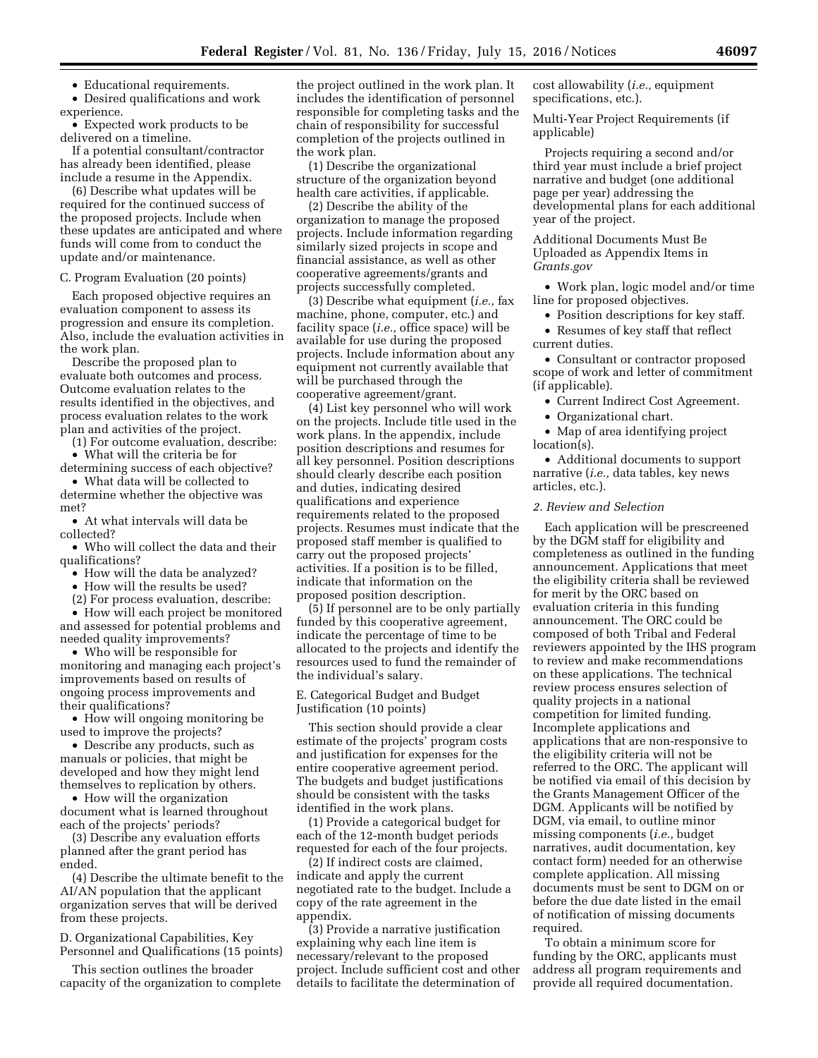- Educational requirements.
- Desired qualifications and work experience.
- Expected work products to be delivered on a timeline.

If a potential consultant/contractor has already been identified, please include a resume in the Appendix.

(6) Describe what updates will be required for the continued success of the proposed projects. Include when these updates are anticipated and where funds will come from to conduct the update and/or maintenance.

C. Program Evaluation (20 points)

Each proposed objective requires an evaluation component to assess its progression and ensure its completion. Also, include the evaluation activities in the work plan.

Describe the proposed plan to evaluate both outcomes and process. Outcome evaluation relates to the results identified in the objectives, and process evaluation relates to the work plan and activities of the project.

(1) For outcome evaluation, describe:

- What will the criteria be for determining success of each objective?
- What data will be collected to determine whether the objective was met?
- At what intervals will data be collected?
- Who will collect the data and their qualifications?
- How will the data be analyzed?
- How will the results be used?

(2) For process evaluation, describe:

- How will each project be monitored and assessed for potential problems and needed quality improvements?
- Who will be responsible for monitoring and managing each project's improvements based on results of ongoing process improvements and their qualifications?
- How will ongoing monitoring be used to improve the projects?
- Describe any products, such as manuals or policies, that might be developed and how they might lend themselves to replication by others.
- How will the organization document what is learned throughout each of the projects' periods?

(3) Describe any evaluation efforts planned after the grant period has ended.

(4) Describe the ultimate benefit to the AI/AN population that the applicant organization serves that will be derived from these projects.

D. Organizational Capabilities, Key Personnel and Qualifications (15 points)

This section outlines the broader capacity of the organization to complete the project outlined in the work plan. It includes the identification of personnel responsible for completing tasks and the chain of responsibility for successful completion of the projects outlined in the work plan.

(1) Describe the organizational structure of the organization beyond health care activities, if applicable.

(2) Describe the ability of the organization to manage the proposed projects. Include information regarding similarly sized projects in scope and financial assistance, as well as other cooperative agreements/grants and projects successfully completed.

(3) Describe what equipment (*i.e.,* fax machine, phone, computer, etc.) and facility space (*i.e.,* office space) will be available for use during the proposed projects. Include information about any equipment not currently available that will be purchased through the cooperative agreement/grant.

(4) List key personnel who will work on the projects. Include title used in the work plans. In the appendix, include position descriptions and resumes for all key personnel. Position descriptions should clearly describe each position and duties, indicating desired qualifications and experience requirements related to the proposed projects. Resumes must indicate that the proposed staff member is qualified to carry out the proposed projects' activities. If a position is to be filled, indicate that information on the proposed position description.

(5) If personnel are to be only partially funded by this cooperative agreement, indicate the percentage of time to be allocated to the projects and identify the resources used to fund the remainder of the individual's salary.

E. Categorical Budget and Budget Justification (10 points)

This section should provide a clear estimate of the projects' program costs and justification for expenses for the entire cooperative agreement period. The budgets and budget justifications should be consistent with the tasks identified in the work plans.

(1) Provide a categorical budget for each of the 12-month budget periods requested for each of the four projects.

(2) If indirect costs are claimed, indicate and apply the current negotiated rate to the budget. Include a copy of the rate agreement in the appendix.

(3) Provide a narrative justification explaining why each line item is necessary/relevant to the proposed project. Include sufficient cost and other details to facilitate the determination of cost allowability (*i.e.,* equipment specifications, etc.).

Multi-Year Project Requirements (if applicable)

Projects requiring a second and/or third year must include a brief project narrative and budget (one additional page per year) addressing the developmental plans for each additional year of the project.

Additional Documents Must Be Uploaded as Appendix Items in *Grants.gov*

- Work plan, logic model and/or time line for proposed objectives.
- Position descriptions for key staff.
- Resumes of key staff that reflect current duties.
- Consultant or contractor proposed scope of work and letter of commitment (if applicable).
- Current Indirect Cost Agreement.
- Organizational chart.
- Map of area identifying project location(s).
- Additional documents to support narrative (*i.e.,* data tables, key news articles, etc.).

*2. Review and Selection*

Each application will be prescreened by the DGM staff for eligibility and completeness as outlined in the funding announcement. Applications that meet the eligibility criteria shall be reviewed for merit by the ORC based on evaluation criteria in this funding announcement. The ORC could be composed of both Tribal and Federal reviewers appointed by the IHS program to review and make recommendations on these applications. The technical review process ensures selection of quality projects in a national competition for limited funding. Incomplete applications and applications that are non-responsive to the eligibility criteria will not be referred to the ORC. The applicant will be notified via email of this decision by the Grants Management Officer of the DGM. Applicants will be notified by DGM, via email, to outline minor missing components (*i.e.,* budget narratives, audit documentation, key contact form) needed for an otherwise complete application. All missing documents must be sent to DGM on or before the due date listed in the email of notification of missing documents required.

To obtain a minimum score for funding by the ORC, applicants must address all program requirements and provide all required documentation.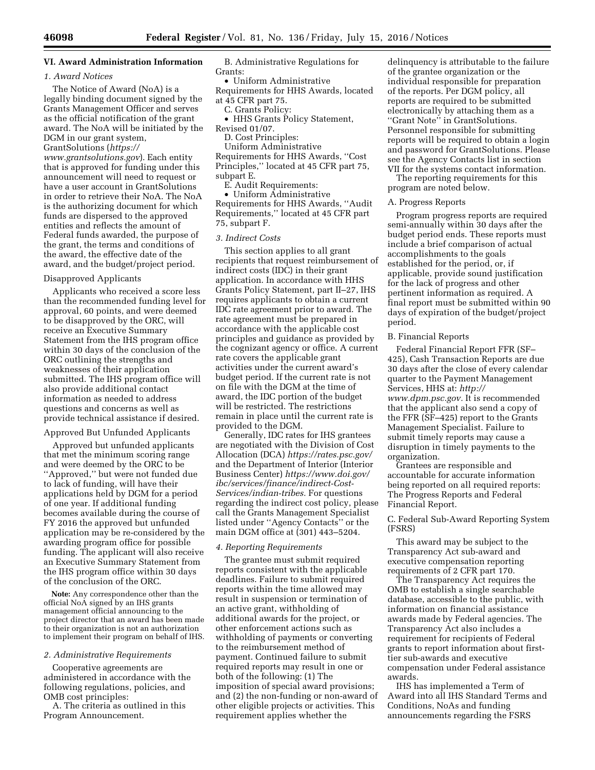### VI. Award Administration Information

#### *1. Award Notices*

The Notice of Award (NoA) is a legally binding document signed by the Grants Management Officer and serves as the official notification of the grant award. The NoA will be initiated by the DGM in our grant system, GrantSolutions (*https://www.grantsolutions.gov*). Each entity that is approved for funding under this announcement will need to request or have a user account in GrantSolutions in order to retrieve their NoA. The NoA is the authorizing document for which funds are dispersed to the approved entities and reflects the amount of Federal funds awarded, the purpose of the grant, the terms and conditions of the award, the effective date of the award, and the budget/project period.

Disapproved Applicants

Applicants who received a score less than the recommended funding level for approval, 60 points, and were deemed to be disapproved by the ORC, will receive an Executive Summary Statement from the IHS program office within 30 days of the conclusion of the ORC outlining the strengths and weaknesses of their application submitted. The IHS program office will also provide additional contact information as needed to address questions and concerns as well as provide technical assistance if desired.

Approved But Unfunded Applicants

Approved but unfunded applicants that met the minimum scoring range and were deemed by the ORC to be ''Approved,'' but were not funded due to lack of funding, will have their applications held by DGM for a period of one year. If additional funding becomes available during the course of FY 2016 the approved but unfunded application may be re-considered by the awarding program office for possible funding. The applicant will also receive an Executive Summary Statement from the IHS program office within 30 days of the conclusion of the ORC.

**Note:** Any correspondence other than the official NoA signed by an IHS grants management official announcing to the project director that an award has been made to their organization is not an authorization to implement their program on behalf of IHS.

#### *2. Administrative Requirements*

Cooperative agreements are administered in accordance with the following regulations, policies, and OMB cost principles:

A. The criteria as outlined in this Program Announcement.

B. Administrative Regulations for Grants:

- Uniform Administrative Requirements for HHS Awards, located at 45 CFR part 75.

C. Grants Policy:

- HHS Grants Policy Statement, Revised 01/07.

D. Cost Principles:

Uniform Administrative Requirements for HHS Awards, ''Cost Principles,'' located at 45 CFR part 75, subpart E.

E. Audit Requirements:

- Uniform Administrative Requirements for HHS Awards, ''Audit Requirements,'' located at 45 CFR part 75, subpart F.

#### *3. Indirect Costs*

This section applies to all grant recipients that request reimbursement of indirect costs (IDC) in their grant application. In accordance with HHS Grants Policy Statement, part II–27, IHS requires applicants to obtain a current IDC rate agreement prior to award. The rate agreement must be prepared in accordance with the applicable cost principles and guidance as provided by the cognizant agency or office. A current rate covers the applicable grant activities under the current award's budget period. If the current rate is not on file with the DGM at the time of award, the IDC portion of the budget will be restricted. The restrictions remain in place until the current rate is provided to the DGM.

Generally, IDC rates for IHS grantees are negotiated with the Division of Cost Allocation (DCA) *https://rates.psc.gov/* and the Department of Interior (Interior Business Center) *https://www.doi.gov/ibc/services/finance/indirect-Cost-Services/indian-tribes.* For questions regarding the indirect cost policy, please call the Grants Management Specialist listed under ''Agency Contacts'' or the main DGM office at (301) 443–5204.

#### *4. Reporting Requirements*

The grantee must submit required reports consistent with the applicable deadlines. Failure to submit required reports within the time allowed may result in suspension or termination of an active grant, withholding of additional awards for the project, or other enforcement actions such as withholding of payments or converting to the reimbursement method of payment. Continued failure to submit required reports may result in one or both of the following: (1) The imposition of special award provisions; and (2) the non-funding or non-award of other eligible projects or activities. This requirement applies whether the delinquency is attributable to the failure of the grantee organization or the individual responsible for preparation of the reports. Per DGM policy, all reports are required to be submitted electronically by attaching them as a ''Grant Note'' in GrantSolutions. Personnel responsible for submitting reports will be required to obtain a login and password for GrantSolutions. Please see the Agency Contacts list in section VII for the systems contact information.

The reporting requirements for this program are noted below.

A. Progress Reports

Program progress reports are required semi-annually within 30 days after the budget period ends. These reports must include a brief comparison of actual accomplishments to the goals established for the period, or, if applicable, provide sound justification for the lack of progress and other pertinent information as required. A final report must be submitted within 90 days of expiration of the budget/project period.

B. Financial Reports

Federal Financial Report FFR (SF–425), Cash Transaction Reports are due 30 days after the close of every calendar quarter to the Payment Management Services, HHS at: *http://www.dpm.psc.gov.* It is recommended that the applicant also send a copy of the FFR (SF–425) report to the Grants Management Specialist. Failure to submit timely reports may cause a disruption in timely payments to the organization.

Grantees are responsible and accountable for accurate information being reported on all required reports: The Progress Reports and Federal Financial Report.

C. Federal Sub-Award Reporting System (FSRS)

This award may be subject to the Transparency Act sub-award and executive compensation reporting requirements of 2 CFR part 170.

The Transparency Act requires the OMB to establish a single searchable database, accessible to the public, with information on financial assistance awards made by Federal agencies. The Transparency Act also includes a requirement for recipients of Federal grants to report information about first-tier sub-awards and executive compensation under Federal assistance awards.

IHS has implemented a Term of Award into all IHS Standard Terms and Conditions, NoAs and funding announcements regarding the FSRS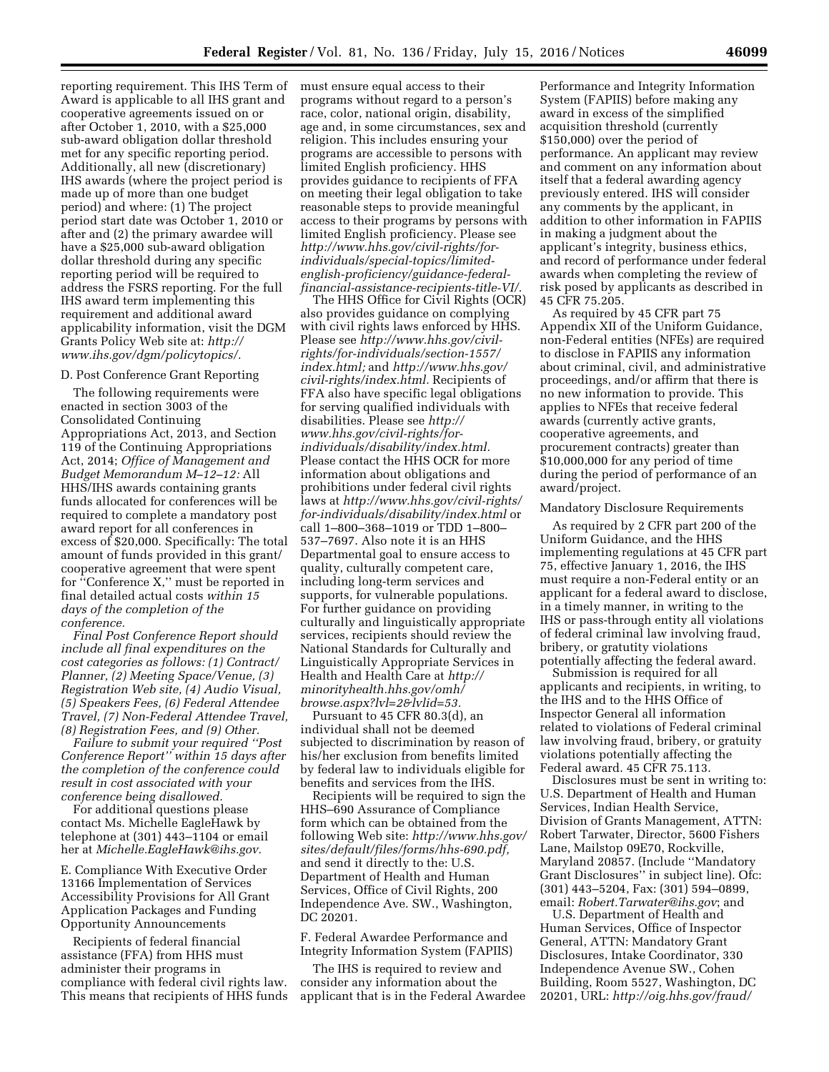reporting requirement. This IHS Term of Award is applicable to all IHS grant and cooperative agreements issued on or after October 1, 2010, with a $25,000 sub-award obligation dollar threshold met for any specific reporting period. Additionally, all new (discretionary) IHS awards (where the project period is made up of more than one budget period) and where: (1) The project period start date was October 1, 2010 or after and (2) the primary awardee will have a $25,000 sub-award obligation dollar threshold during any specific reporting period will be required to address the FSRS reporting. For the full IHS award term implementing this requirement and additional award applicability information, visit the DGM Grants Policy Web site at: *http://www.ihs.gov/dgm/policytopics/.*

D. Post Conference Grant Reporting

The following requirements were enacted in section 3003 of the Consolidated Continuing Appropriations Act, 2013, and Section 119 of the Continuing Appropriations Act, 2014; *Office of Management and Budget Memorandum M–12–12:* All HHS/IHS awards containing grants funds allocated for conferences will be required to complete a mandatory post award report for all conferences in excess of $20,000. Specifically: The total amount of funds provided in this grant/cooperative agreement that were spent for ''Conference X,'' must be reported in final detailed actual costs *within 15 days of the completion of the conference.*

*Final Post Conference Report should include all final expenditures on the cost categories as follows: (1) Contract/Planner, (2) Meeting Space/Venue, (3) Registration Web site, (4) Audio Visual, (5) Speakers Fees, (6) Federal Attendee Travel, (7) Non-Federal Attendee Travel, (8) Registration Fees, and (9) Other.*

*Failure to submit your required ''Post Conference Report'' within 15 days after the completion of the conference could result in cost associated with your conference being disallowed.*

For additional questions please contact Ms. Michelle EagleHawk by telephone at (301) 443–1104 or email her at *Michelle.EagleHawk@ihs.gov.*

E. Compliance With Executive Order 13166 Implementation of Services Accessibility Provisions for All Grant Application Packages and Funding Opportunity Announcements

Recipients of federal financial assistance (FFA) from HHS must administer their programs in compliance with federal civil rights law. This means that recipients of HHS funds must ensure equal access to their programs without regard to a person's race, color, national origin, disability, age and, in some circumstances, sex and religion. This includes ensuring your programs are accessible to persons with limited English proficiency. HHS provides guidance to recipients of FFA on meeting their legal obligation to take reasonable steps to provide meaningful access to their programs by persons with limited English proficiency. Please see *http://www.hhs.gov/civil-rights/for-individuals/special-topics/limited-english-proficiency/guidance-federal-financial-assistance-recipients-title-VI/.*

The HHS Office for Civil Rights (OCR) also provides guidance on complying with civil rights laws enforced by HHS. Please see *http://www.hhs.gov/civil-rights/for-individuals/section-1557/index.html;* and *http://www.hhs.gov/civil-rights/index.html.* Recipients of FFA also have specific legal obligations for serving qualified individuals with disabilities. Please see *http://www.hhs.gov/civil-rights/for-individuals/disability/index.html.* Please contact the HHS OCR for more information about obligations and prohibitions under federal civil rights laws at *http://www.hhs.gov/civil-rights/for-individuals/disability/index.html* or call 1–800–368–1019 or TDD 1–800–537–7697. Also note it is an HHS Departmental goal to ensure access to quality, culturally competent care, including long-term services and supports, for vulnerable populations. For further guidance on providing culturally and linguistically appropriate services, recipients should review the National Standards for Culturally and Linguistically Appropriate Services in Health and Health Care at *http://minorityhealth.hhs.gov/omh/browse.aspx?lvl=2&lvlid=53.*

Pursuant to 45 CFR 80.3(d), an individual shall not be deemed subjected to discrimination by reason of his/her exclusion from benefits limited by federal law to individuals eligible for benefits and services from the IHS.

Recipients will be required to sign the HHS–690 Assurance of Compliance form which can be obtained from the following Web site: *http://www.hhs.gov/sites/default/files/forms/hhs-690.pdf,* and send it directly to the: U.S. Department of Health and Human Services, Office of Civil Rights, 200 Independence Ave. SW., Washington, DC 20201.

F. Federal Awardee Performance and Integrity Information System (FAPIIS)

The IHS is required to review and consider any information about the applicant that is in the Federal Awardee Performance and Integrity Information System (FAPIIS) before making any award in excess of the simplified acquisition threshold (currently $150,000) over the period of performance. An applicant may review and comment on any information about itself that a federal awarding agency previously entered. IHS will consider any comments by the applicant, in addition to other information in FAPIIS in making a judgment about the applicant's integrity, business ethics, and record of performance under federal awards when completing the review of risk posed by applicants as described in 45 CFR 75.205.

As required by 45 CFR part 75 Appendix XII of the Uniform Guidance, non-Federal entities (NFEs) are required to disclose in FAPIIS any information about criminal, civil, and administrative proceedings, and/or affirm that there is no new information to provide. This applies to NFEs that receive federal awards (currently active grants, cooperative agreements, and procurement contracts) greater than $10,000,000 for any period of time during the period of performance of an award/project.

Mandatory Disclosure Requirements

As required by 2 CFR part 200 of the Uniform Guidance, and the HHS implementing regulations at 45 CFR part 75, effective January 1, 2016, the IHS must require a non-Federal entity or an applicant for a federal award to disclose, in a timely manner, in writing to the IHS or pass-through entity all violations of federal criminal law involving fraud, bribery, or gratuity violations potentially affecting the federal award.

Submission is required for all applicants and recipients, in writing, to the IHS and to the HHS Office of Inspector General all information related to violations of Federal criminal law involving fraud, bribery, or gratuity violations potentially affecting the Federal award. 45 CFR 75.113.

Disclosures must be sent in writing to: U.S. Department of Health and Human Services, Indian Health Service, Division of Grants Management, ATTN: Robert Tarwater, Director, 5600 Fishers Lane, Mailstop 09E70, Rockville, Maryland 20857. (Include ''Mandatory Grant Disclosures'' in subject line). Ofc: (301) 443–5204, Fax: (301) 594–0899, email: *Robert.Tarwater@ihs.gov*; and

U.S. Department of Health and Human Services, Office of Inspector General, ATTN: Mandatory Grant Disclosures, Intake Coordinator, 330 Independence Avenue SW., Cohen Building, Room 5527, Washington, DC 20201, URL: *http://oig.hhs.gov/fraud/*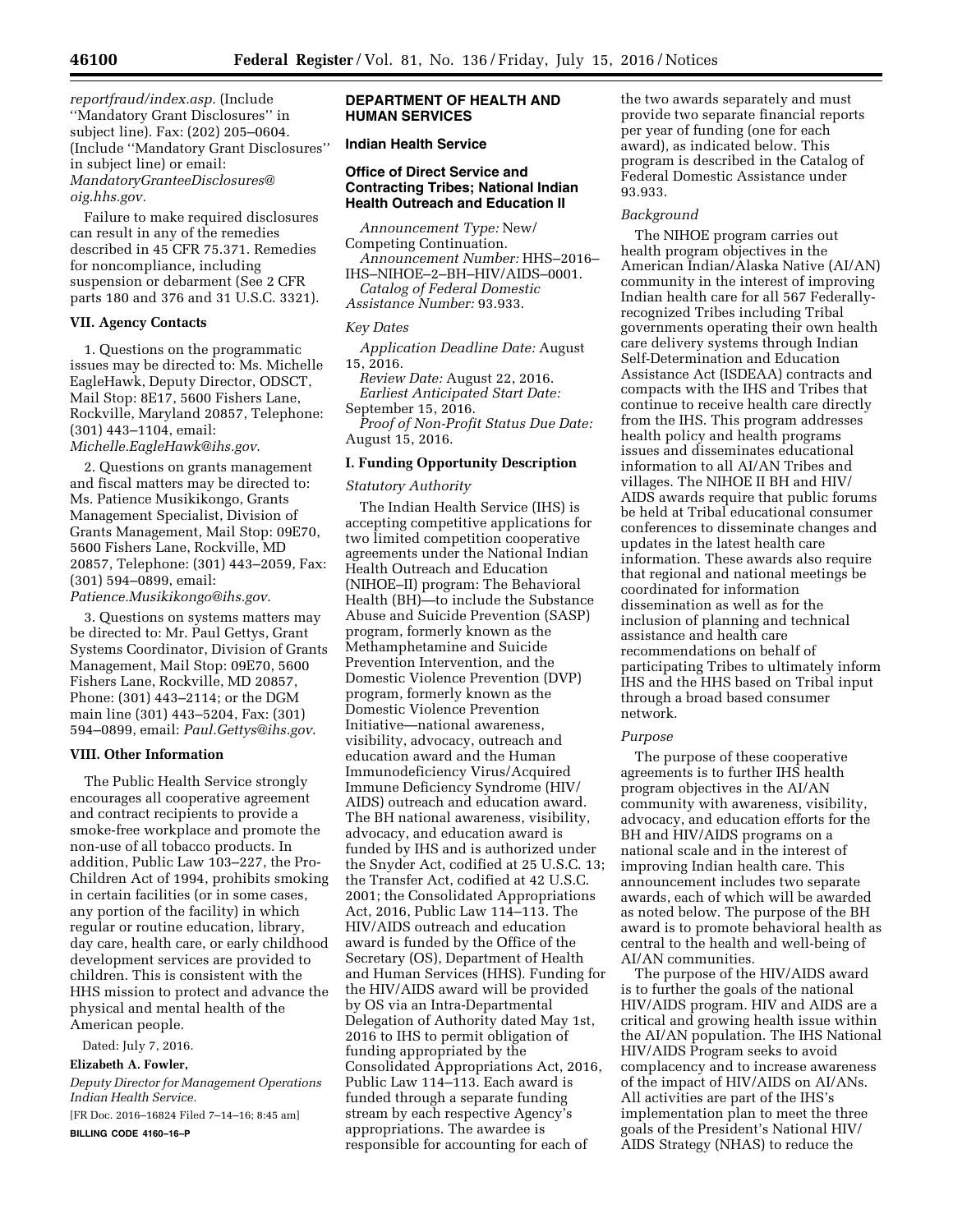*reportfraud/index.asp.* (Include ''Mandatory Grant Disclosures'' in subject line). Fax: (202) 205–0604. (Include ''Mandatory Grant Disclosures'' in subject line) or email: *MandatoryGranteeDisclosures@oig.hhs.gov.*

Failure to make required disclosures can result in any of the remedies described in 45 CFR 75.371. Remedies for noncompliance, including suspension or debarment (See 2 CFR parts 180 and 376 and 31 U.S.C. 3321).

## VII. Agency Contacts

1. Questions on the programmatic issues may be directed to: Ms. Michelle EagleHawk, Deputy Director, ODSCT, Mail Stop: 8E17, 5600 Fishers Lane, Rockville, Maryland 20857, Telephone: (301) 443–1104, email: *Michelle.EagleHawk@ihs.gov*.

2. Questions on grants management and fiscal matters may be directed to: Ms. Patience Musikikongo, Grants Management Specialist, Division of Grants Management, Mail Stop: 09E70, 5600 Fishers Lane, Rockville, MD 20857, Telephone: (301) 443–2059, Fax: (301) 594–0899, email: *Patience.Musikikongo@ihs.gov*.

3. Questions on systems matters may be directed to: Mr. Paul Gettys, Grant Systems Coordinator, Division of Grants Management, Mail Stop: 09E70, 5600 Fishers Lane, Rockville, MD 20857, Phone: (301) 443–2114; or the DGM main line (301) 443–5204, Fax: (301) 594–0899, email: *Paul.Gettys@ihs.gov*.

## VIII. Other Information

The Public Health Service strongly encourages all cooperative agreement and contract recipients to provide a smoke-free workplace and promote the non-use of all tobacco products. In addition, Public Law 103–227, the Pro-Children Act of 1994, prohibits smoking in certain facilities (or in some cases, any portion of the facility) in which regular or routine education, library, day care, health care, or early childhood development services are provided to children. This is consistent with the HHS mission to protect and advance the physical and mental health of the American people.

Dated: July 7, 2016.

**Elizabeth A. Fowler,**

*Deputy Director for Management Operations Indian Health Service.*

[FR Doc. 2016–16824 Filed 7–14–16; 8:45 am]

**BILLING CODE 4160–16–P**

# DEPARTMENT OF HEALTH AND HUMAN SERVICES

## Indian Health Service

## Office of Direct Service and Contracting Tribes; National Indian Health Outreach and Education II

*Announcement Type:* New/Competing Continuation.

*Announcement Number:* HHS–2016–IHS–NIHOE–2–BH–HIV/AIDS–0001.

*Catalog of Federal Domestic Assistance Number:* 93.933.

### *Key Dates*

*Application Deadline Date:* August 15, 2016.

*Review Date:* August 22, 2016.

*Earliest Anticipated Start Date:* September 15, 2016.

*Proof of Non-Profit Status Due Date:* August 15, 2016.

## I. Funding Opportunity Description

### *Statutory Authority*

The Indian Health Service (IHS) is accepting competitive applications for two limited competition cooperative agreements under the National Indian Health Outreach and Education (NIHOE–II) program: The Behavioral Health (BH)—to include the Substance Abuse and Suicide Prevention (SASP) program, formerly known as the Methamphetamine and Suicide Prevention Intervention, and the Domestic Violence Prevention (DVP) program, formerly known as the Domestic Violence Prevention Initiative—national awareness, visibility, advocacy, outreach and education award and the Human Immunodeficiency Virus/Acquired Immune Deficiency Syndrome (HIV/AIDS) outreach and education award. The BH national awareness, visibility, advocacy, and education award is funded by IHS and is authorized under the Snyder Act, codified at 25 U.S.C. 13; the Transfer Act, codified at 42 U.S.C. 2001; the Consolidated Appropriations Act, 2016, Public Law 114–113. The HIV/AIDS outreach and education award is funded by the Office of the Secretary (OS), Department of Health and Human Services (HHS). Funding for the HIV/AIDS award will be provided by OS via an Intra-Departmental Delegation of Authority dated May 1st, 2016 to IHS to permit obligation of funding appropriated by the Consolidated Appropriations Act, 2016, Public Law 114–113. Each award is funded through a separate funding stream by each respective Agency's appropriations. The awardee is responsible for accounting for each of the two awards separately and must provide two separate financial reports per year of funding (one for each award), as indicated below. This program is described in the Catalog of Federal Domestic Assistance under 93.933.

### *Background*

The NIHOE program carries out health program objectives in the American Indian/Alaska Native (AI/AN) community in the interest of improving Indian health care for all 567 Federally-recognized Tribes including Tribal governments operating their own health care delivery systems through Indian Self-Determination and Education Assistance Act (ISDEAA) contracts and compacts with the IHS and Tribes that continue to receive health care directly from the IHS. This program addresses health policy and health programs issues and disseminates educational information to all AI/AN Tribes and villages. The NIHOE II BH and HIV/AIDS awards require that public forums be held at Tribal educational consumer conferences to disseminate changes and updates in the latest health care information. These awards also require that regional and national meetings be coordinated for information dissemination as well as for the inclusion of planning and technical assistance and health care recommendations on behalf of participating Tribes to ultimately inform IHS and the HHS based on Tribal input through a broad based consumer network.

### *Purpose*

The purpose of these cooperative agreements is to further IHS health program objectives in the AI/AN community with awareness, visibility, advocacy, and education efforts for the BH and HIV/AIDS programs on a national scale and in the interest of improving Indian health care. This announcement includes two separate awards, each of which will be awarded as noted below. The purpose of the BH award is to promote behavioral health as central to the health and well-being of AI/AN communities.

The purpose of the HIV/AIDS award is to further the goals of the national HIV/AIDS program. HIV and AIDS are a critical and growing health issue within the AI/AN population. The IHS National HIV/AIDS Program seeks to avoid complacency and to increase awareness of the impact of HIV/AIDS on AI/ANs. All activities are part of the IHS's implementation plan to meet the three goals of the President's National HIV/AIDS Strategy (NHAS) to reduce the